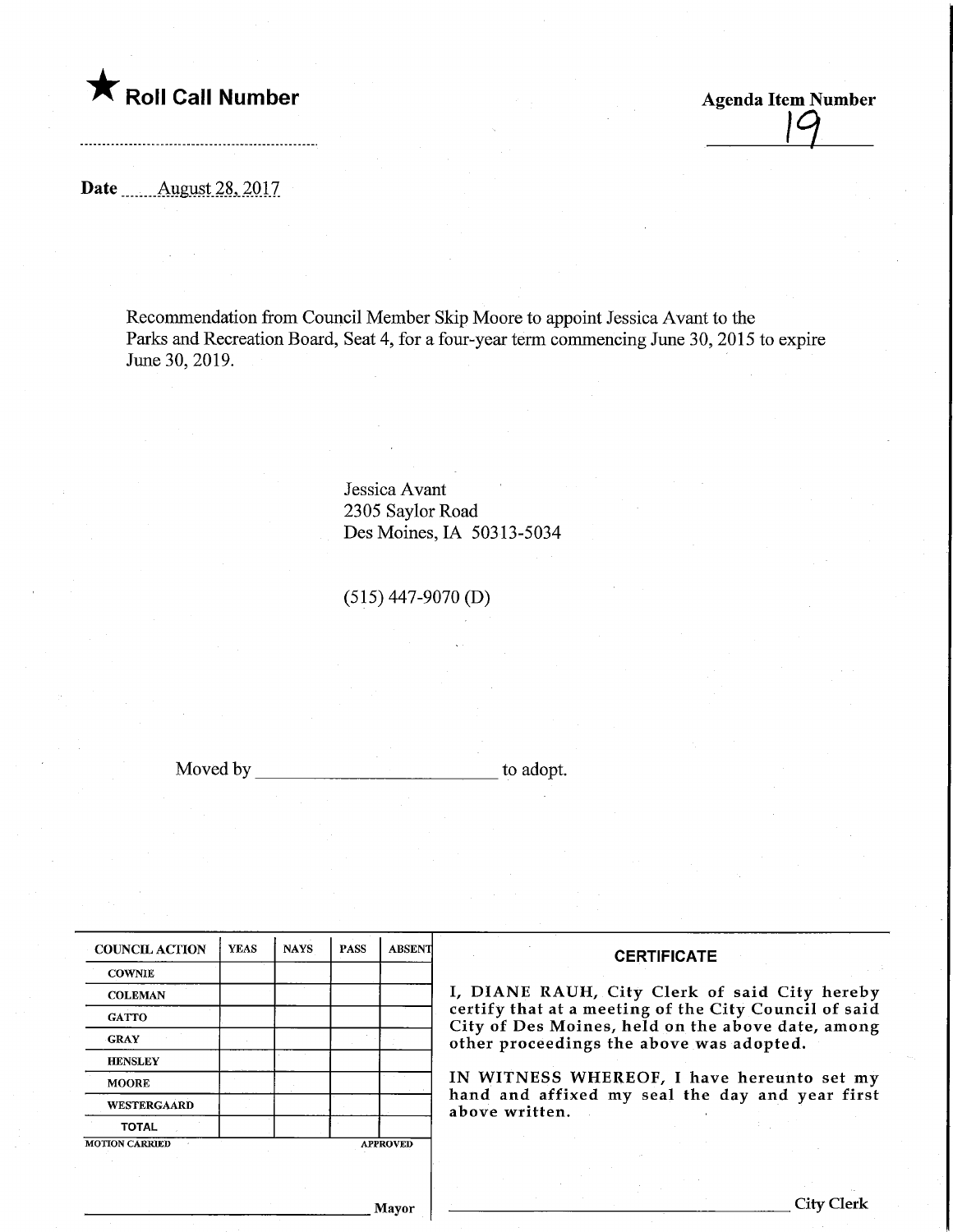★ **Roll Call Number**

**Agenda Item Number**

19

**Date** August 28, 2017

Recommendation from Council Member Skip Moore to appoint Jessica Avant to the Parks and Recreation Board, Seat 4, for a four-year term commencing June 30, 2015 to expire June 30, 2019.

Jessica Avant
2305 Saylor Road
Des Moines, IA 50313-5034

(515) 447-9070 (D)

Moved by \_\_\_\_\_\_\_\_\_\_\_\_\_\_\_\_\_\_\_\_\_\_\_\_\_\_ to adopt.

| COUNCIL ACTION | YEAS | NAYS | PASS | ABSENT |
|---|---|---|---|---|
| COWNIE | | | | |
| COLEMAN | | | | |
| GATTO | | | | |
| GRAY | | | | |
| HENSLEY | | | | |
| MOORE | | | | |
| WESTERGAARD | | | | |
| TOTAL | | | | |

MOTION CARRIED APPROVED

\_\_\_\_\_\_\_\_\_\_\_\_\_\_\_\_\_\_\_\_\_\_\_\_\_\_\_\_ Mayor

**CERTIFICATE**

I, DIANE RAUH, City Clerk of said City hereby certify that at a meeting of the City Council of said City of Des Moines, held on the above date, among other proceedings the above was adopted.

IN WITNESS WHEREOF, I have hereunto set my hand and affixed my seal the day and year first above written.

\_\_\_\_\_\_\_\_\_\_\_\_\_\_\_\_\_\_\_\_\_\_\_\_\_\_\_\_ City Clerk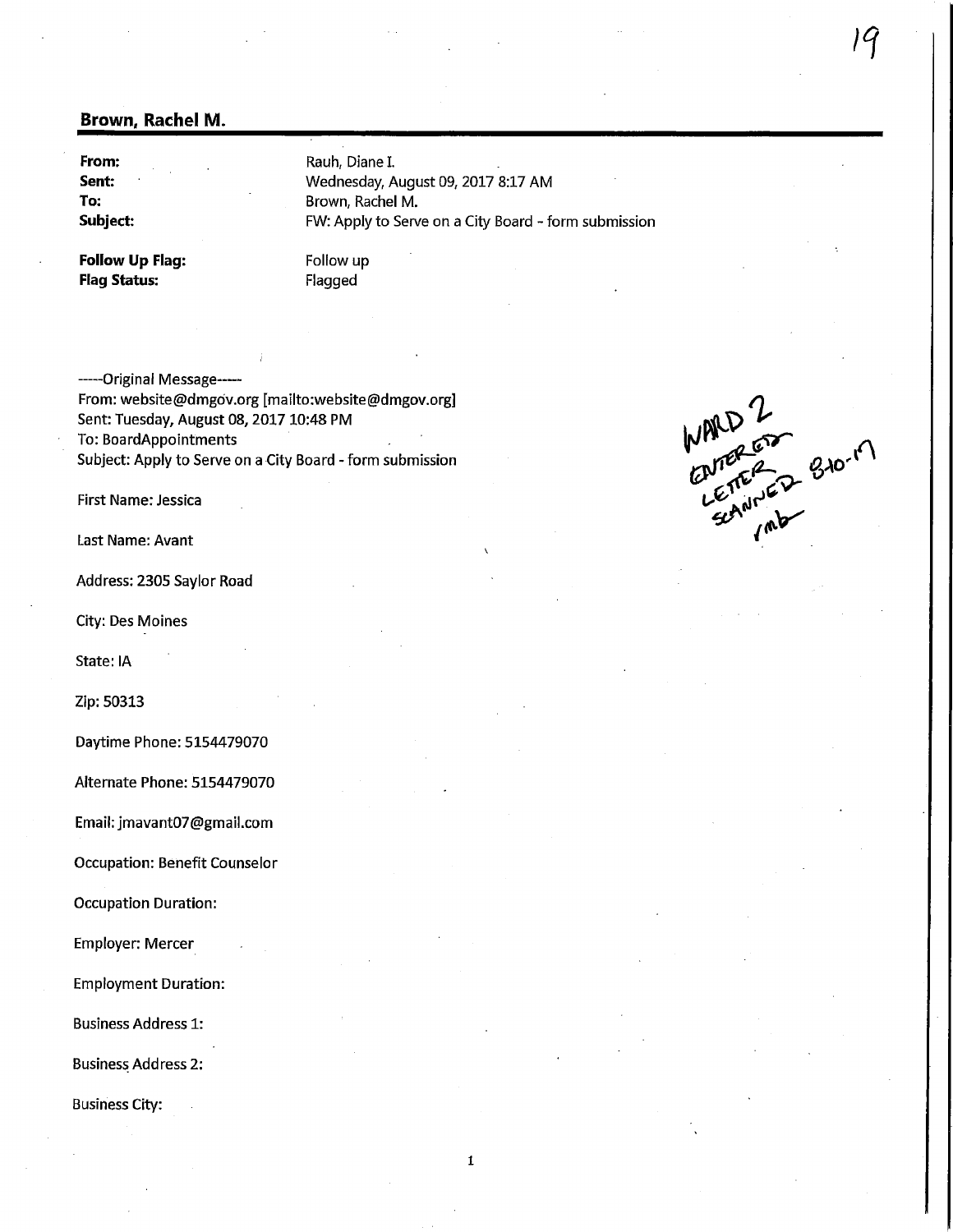**Brown, Rachel M.**

**From:** Rauh, Diane I.
**Sent:** Wednesday, August 09, 2017 8:17 AM
**To:** Brown, Rachel M.
**Subject:** FW: Apply to Serve on a City Board - form submission

**Follow Up Flag:** Follow up
**Flag Status:** Flagged

-----Original Message-----
From: website@dmgov.org [mailto:website@dmgov.org]
Sent: Tuesday, August 08, 2017 10:48 PM
To: BoardAppointments
Subject: Apply to Serve on a City Board - form submission

WARD 2
ENTERED
LETTER
SCANNED 8-10-17
rmb

First Name: Jessica

Last Name: Avant

Address: 2305 Saylor Road

City: Des Moines

State: IA

Zip: 50313

Daytime Phone: 5154479070

Alternate Phone: 5154479070

Email: jmavant07@gmail.com

Occupation: Benefit Counselor

Occupation Duration:

Employer: Mercer

Employment Duration:

Business Address 1:

Business Address 2:

Business City: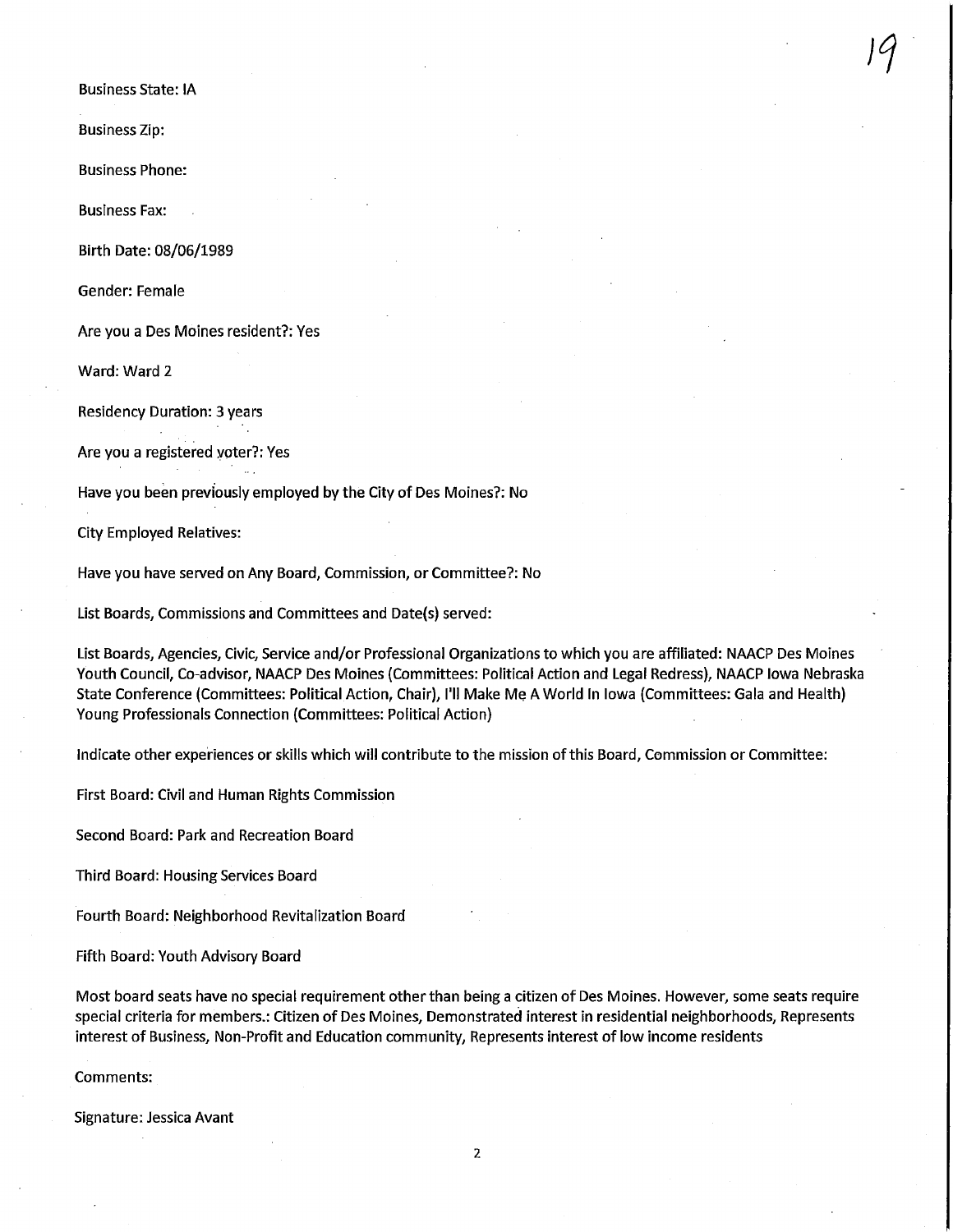Business State: IA

Business Zip:

Business Phone:

Business Fax:

Birth Date: 08/06/1989

Gender: Female

Are you a Des Moines resident?: Yes

Ward: Ward 2

Residency Duration: 3 years

Are you a registered voter?: Yes

Have you been previously employed by the City of Des Moines?: No

City Employed Relatives:

Have you have served on Any Board, Commission, or Committee?: No

List Boards, Commissions and Committees and Date(s) served:

List Boards, Agencies, Civic, Service and/or Professional Organizations to which you are affiliated: NAACP Des Moines Youth Council, Co-advisor, NAACP Des Moines (Committees: Political Action and Legal Redress), NAACP Iowa Nebraska State Conference (Committees: Political Action, Chair), I'll Make Me A World In Iowa (Committees: Gala and Health) Young Professionals Connection (Committees: Political Action)

Indicate other experiences or skills which will contribute to the mission of this Board, Commission or Committee:

First Board: Civil and Human Rights Commission

Second Board: Park and Recreation Board

Third Board: Housing Services Board

Fourth Board: Neighborhood Revitalization Board

Fifth Board: Youth Advisory Board

Most board seats have no special requirement other than being a citizen of Des Moines. However, some seats require special criteria for members.: Citizen of Des Moines, Demonstrated interest in residential neighborhoods, Represents interest of Business, Non-Profit and Education community, Represents interest of low income residents

Comments:

Signature: Jessica Avant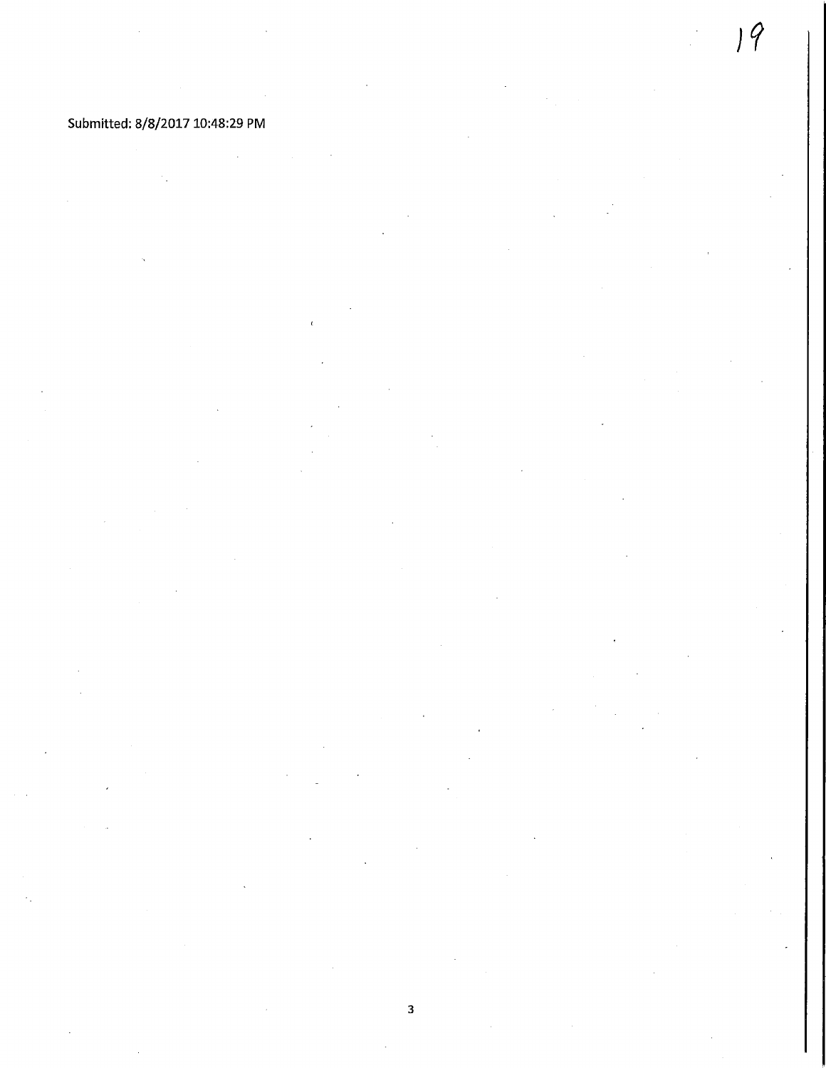Submitted: 8/8/2017 10:48:29 PM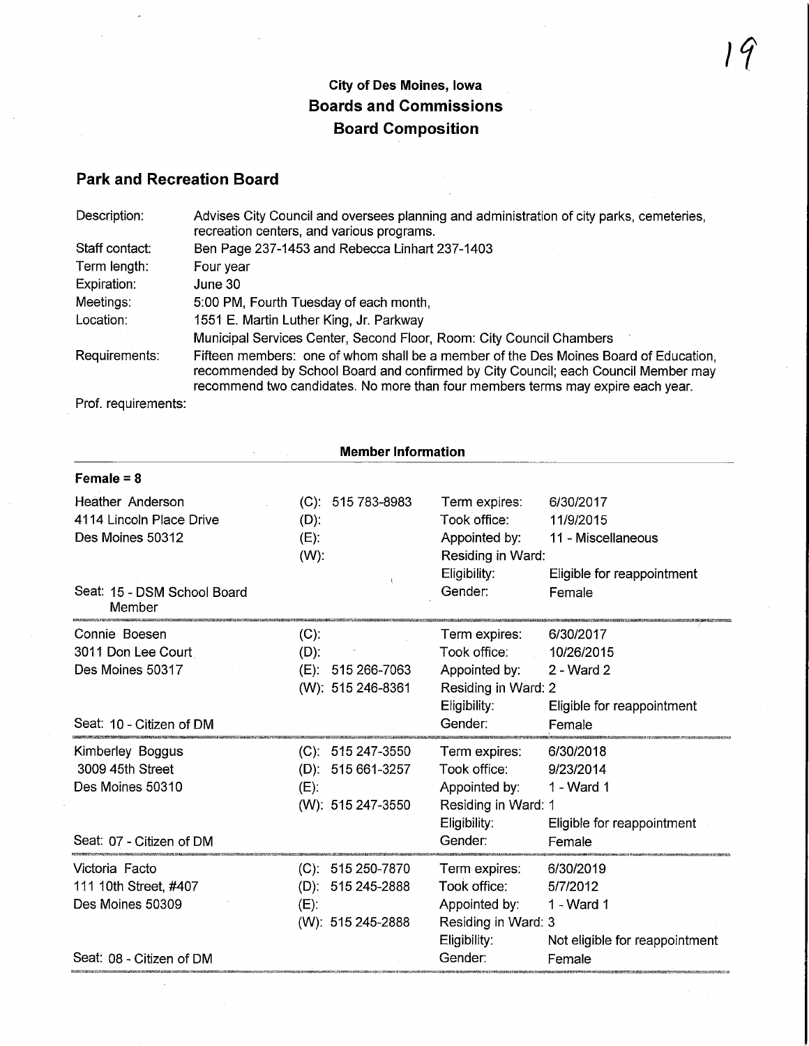## City of Des Moines, Iowa
## Boards and Commissions
## Board Composition

### Park and Recreation Board

| | |
|---|---|
| Description: | Advises City Council and oversees planning and administration of city parks, cemeteries, recreation centers, and various programs. |
| Staff contact: | Ben Page 237-1453 and Rebecca Linhart 237-1403 |
| Term length: | Four year |
| Expiration: | June 30 |
| Meetings: | 5:00 PM, Fourth Tuesday of each month, |
| Location: | 1551 E. Martin Luther King, Jr. Parkway<br>Municipal Services Center, Second Floor, Room: City Council Chambers |
| Requirements: | Fifteen members: one of whom shall be a member of the Des Moines Board of Education, recommended by School Board and confirmed by City Council; each Council Member may recommend two candidates. No more than four members terms may expire each year. |
| Prof. requirements: | |

**Member Information**

**Female = 8**

Heather Anderson
4114 Lincoln Place Drive
Des Moines 50312
Seat: 15 - DSM School Board Member

(C): 515 783-8983
(D):
(E):
(W):

Term expires: 6/30/2017
Took office: 11/9/2015
Appointed by: 11 - Miscellaneous
Residing in Ward:
Eligibility: Eligible for reappointment
Gender: Female

---

Connie Boesen
3011 Don Lee Court
Des Moines 50317
Seat: 10 - Citizen of DM

(C):
(D):
(E): 515 266-7063
(W): 515 246-8361

Term expires: 6/30/2017
Took office: 10/26/2015
Appointed by: 2 - Ward 2
Residing in Ward: 2
Eligibility: Eligible for reappointment
Gender: Female

---

Kimberley Boggus
3009 45th Street
Des Moines 50310
Seat: 07 - Citizen of DM

(C): 515 247-3550
(D): 515 661-3257
(E):
(W): 515 247-3550

Term expires: 6/30/2018
Took office: 9/23/2014
Appointed by: 1 - Ward 1
Residing in Ward: 1
Eligibility: Eligible for reappointment
Gender: Female

---

Victoria Facto
111 10th Street, #407
Des Moines 50309
Seat: 08 - Citizen of DM

(C): 515 250-7870
(D): 515 245-2888
(E):
(W): 515 245-2888

Term expires: 6/30/2019
Took office: 5/7/2012
Appointed by: 1 - Ward 1
Residing in Ward: 3
Eligibility: Not eligible for reappointment
Gender: Female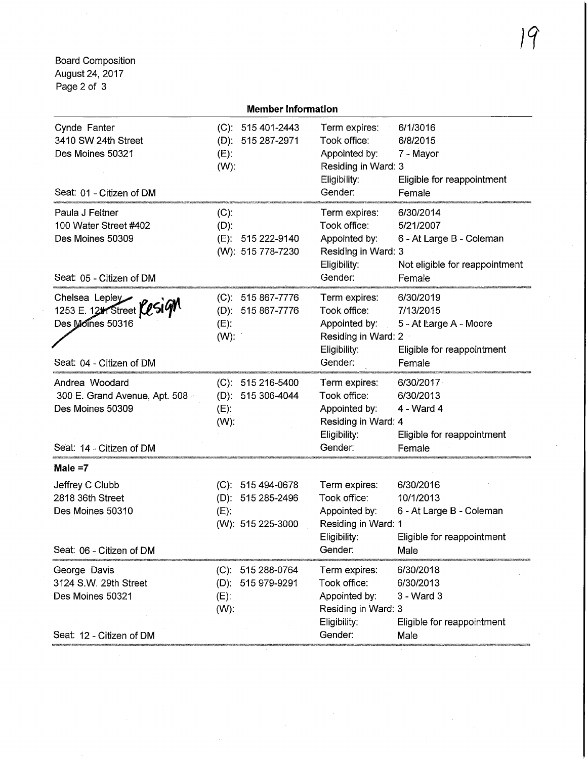Board Composition
August 24, 2017

## Member Information

**Cynde Fanter**
3410 SW 24th Street
Des Moines 50321
Seat: 01 - Citizen of DM

- (C): 515 401-2443
- (D): 515 287-2971
- (E):
- (W):

Term expires: 6/1/3016
Took office: 6/8/2015
Appointed by: 7 - Mayor
Residing in Ward: 3
Eligibility: Eligible for reappointment
Gender: Female

---

**Paula J Feltner**
100 Water Street #402
Des Moines 50309
Seat: 05 - Citizen of DM

- (C):
- (D):
- (E): 515 222-9140
- (W): 515 778-7230

Term expires: 6/30/2014
Took office: 5/21/2007
Appointed by: 6 - At Large B - Coleman
Residing in Ward: 3
Eligibility: Not eligible for reappointment
Gender: Female

---

**Chelsea Lepley** *Resign*
1253 E. 12th Street
Des Moines 50316
Seat: 04 - Citizen of DM

- (C): 515 867-7776
- (D): 515 867-7776
- (E):
- (W):

Term expires: 6/30/2019
Took office: 7/13/2015
Appointed by: 5 - At Large A - Moore
Residing in Ward: 2
Eligibility: Eligible for reappointment
Gender: Female

---

**Andrea Woodard**
300 E. Grand Avenue, Apt. 508
Des Moines 50309
Seat: 14 - Citizen of DM

- (C): 515 216-5400
- (D): 515 306-4044
- (E):
- (W):

Term expires: 6/30/2017
Took office: 6/30/2013
Appointed by: 4 - Ward 4
Residing in Ward: 4
Eligibility: Eligible for reappointment
Gender: Female

---

**Male =7**

**Jeffrey C Clubb**
2818 36th Street
Des Moines 50310
Seat: 06 - Citizen of DM

- (C): 515 494-0678
- (D): 515 285-2496
- (E):
- (W): 515 225-3000

Term expires: 6/30/2016
Took office: 10/1/2013
Appointed by: 6 - At Large B - Coleman
Residing in Ward: 1
Eligibility: Eligible for reappointment
Gender: Male

---

**George Davis**
3124 S.W. 29th Street
Des Moines 50321
Seat: 12 - Citizen of DM

- (C): 515 288-0764
- (D): 515 979-9291
- (E):
- (W):

Term expires: 6/30/2018
Took office: 6/30/2013
Appointed by: 3 - Ward 3
Residing in Ward: 3
Eligibility: Eligible for reappointment
Gender: Male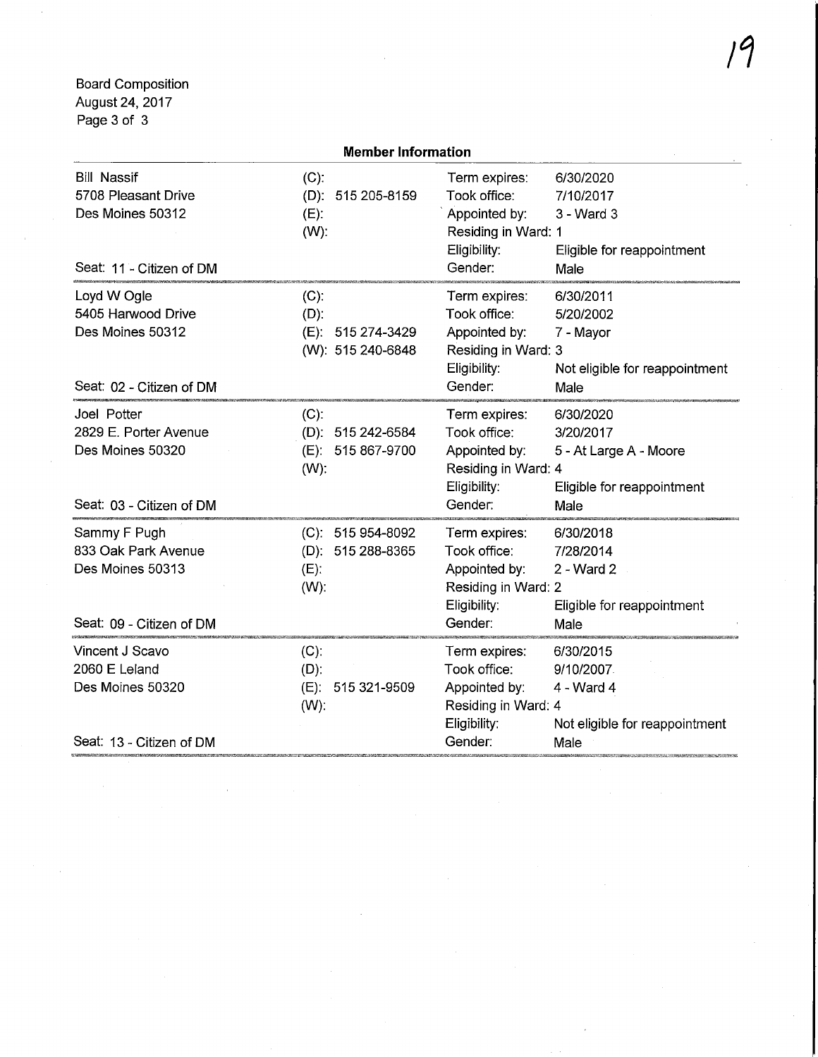Board Composition
August 24, 2017

## Member Information

| | | | |
|---|---|---|---|
| Bill Nassif<br>5708 Pleasant Drive<br>Des Moines 50312<br><br>Seat: 11 - Citizen of DM | (C):<br>(D): 515 205-8159<br>(E):<br>(W): | Term expires:<br>Took office:<br>Appointed by:<br>Residing in Ward:<br>Eligibility:<br>Gender: | 6/30/2020<br>7/10/2017<br>3 - Ward 3<br>1<br>Eligible for reappointment<br>Male |
| Loyd W Ogle<br>5405 Harwood Drive<br>Des Moines 50312<br><br>Seat: 02 - Citizen of DM | (C):<br>(D):<br>(E): 515 274-3429<br>(W): 515 240-6848 | Term expires:<br>Took office:<br>Appointed by:<br>Residing in Ward:<br>Eligibility:<br>Gender: | 6/30/2011<br>5/20/2002<br>7 - Mayor<br>3<br>Not eligible for reappointment<br>Male |
| Joel Potter<br>2829 E. Porter Avenue<br>Des Moines 50320<br><br>Seat: 03 - Citizen of DM | (C):<br>(D): 515 242-6584<br>(E): 515 867-9700<br>(W): | Term expires:<br>Took office:<br>Appointed by:<br>Residing in Ward:<br>Eligibility:<br>Gender: | 6/30/2020<br>3/20/2017<br>5 - At Large A - Moore<br>4<br>Eligible for reappointment<br>Male |
| Sammy F Pugh<br>833 Oak Park Avenue<br>Des Moines 50313<br><br>Seat: 09 - Citizen of DM | (C): 515 954-8092<br>(D): 515 288-8365<br>(E):<br>(W): | Term expires:<br>Took office:<br>Appointed by:<br>Residing in Ward:<br>Eligibility:<br>Gender: | 6/30/2018<br>7/28/2014<br>2 - Ward 2<br>2<br>Eligible for reappointment<br>Male |
| Vincent J Scavo<br>2060 E Leland<br>Des Moines 50320<br><br>Seat: 13 - Citizen of DM | (C):<br>(D):<br>(E): 515 321-9509<br>(W): | Term expires:<br>Took office:<br>Appointed by:<br>Residing in Ward:<br>Eligibility:<br>Gender: | 6/30/2015<br>9/10/2007<br>4 - Ward 4<br>4<br>Not eligible for reappointment<br>Male |